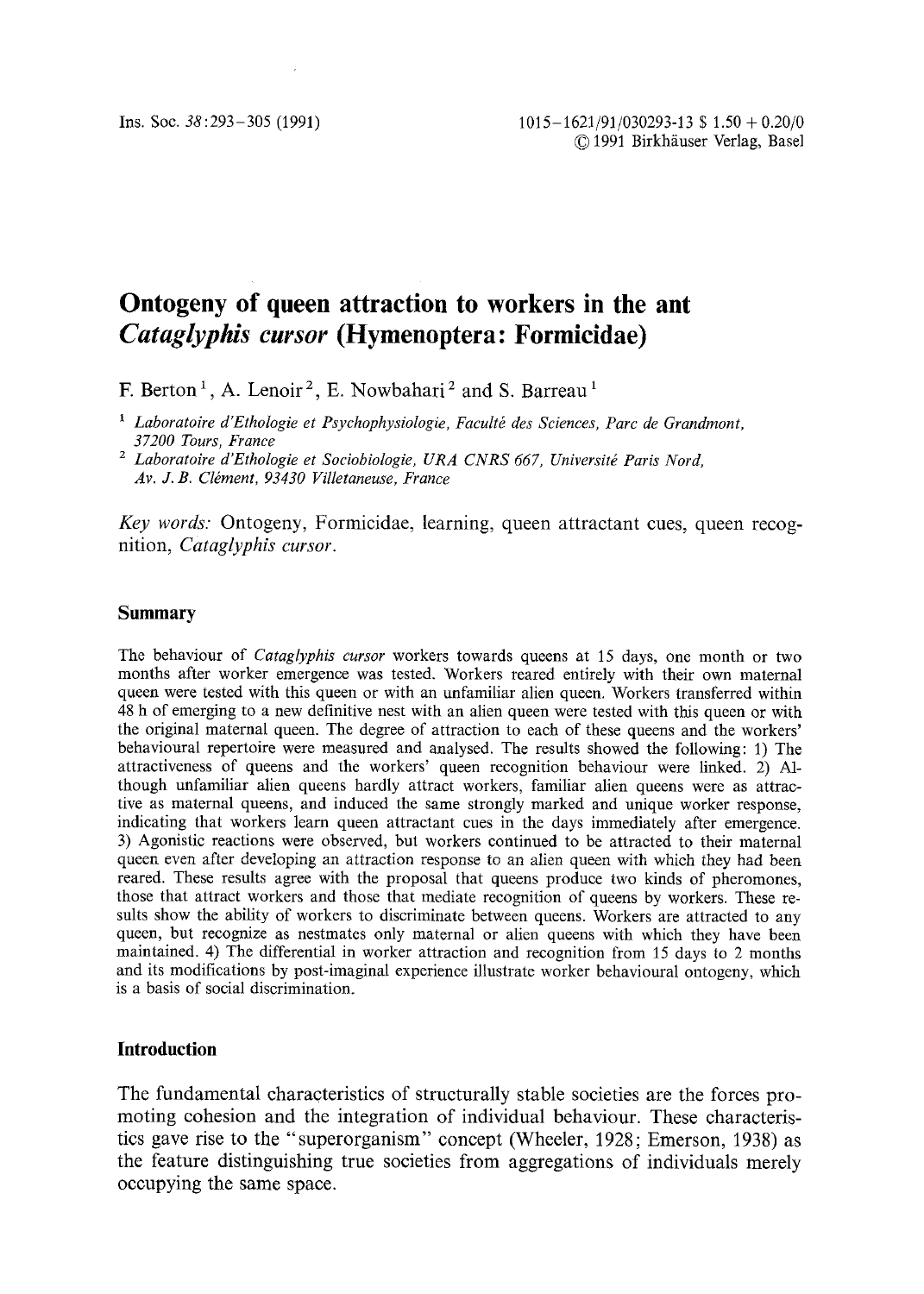# Ontogeny of queen attraction to workers in the ant *Cataglyphis cursor* (Hymenoptera: Formicidae)

F. Berton [1], A. Lenoir [2], E. Nowbahari [2] and S. Barreau [1]

[1] *Laboratoire d'Ethologie et Psychophysiologie, Faculté des Sciences, Parc de Grandmont, 37200 Tours, France*

[2] *Laboratoire d'Ethologie et Sociobiologie, URA CNRS 667, Université Paris Nord, Av. J. B. Clément, 93430 Villetaneuse, France*

*Key words:* Ontogeny, Formicidae, learning, queen attractant cues, queen recognition, *Cataglyphis cursor*.

## Summary

The behaviour of *Cataglyphis cursor* workers towards queens at 15 days, one month or two months after worker emergence was tested. Workers reared entirely with their own maternal queen were tested with this queen or with an unfamiliar alien queen. Workers transferred within 48 h of emerging to a new definitive nest with an alien queen were tested with this queen or with the original maternal queen. The degree of attraction to each of these queens and the workers' behavioural repertoire were measured and analysed. The results showed the following: 1) The attractiveness of queens and the workers' queen recognition behaviour were linked. 2) Although unfamiliar alien queens hardly attract workers, familiar alien queens were as attractive as maternal queens, and induced the same strongly marked and unique worker response, indicating that workers learn queen attractant cues in the days immediately after emergence. 3) Agonistic reactions were observed, but workers continued to be attracted to their maternal queen even after developing an attraction response to an alien queen with which they had been reared. These results agree with the proposal that queens produce two kinds of pheromones, those that attract workers and those that mediate recognition of queens by workers. These results show the ability of workers to discriminate between queens. Workers are attracted to any queen, but recognize as nestmates only maternal or alien queens with which they have been maintained. 4) The differential in worker attraction and recognition from 15 days to 2 months and its modifications by post-imaginal experience illustrate worker behavioural ontogeny, which is a basis of social discrimination.

## Introduction

The fundamental characteristics of structurally stable societies are the forces promoting cohesion and the integration of individual behaviour. These characteristics gave rise to the "superorganism" concept (Wheeler, 1928; Emerson, 1938) as the feature distinguishing true societies from aggregations of individuals merely occupying the same space.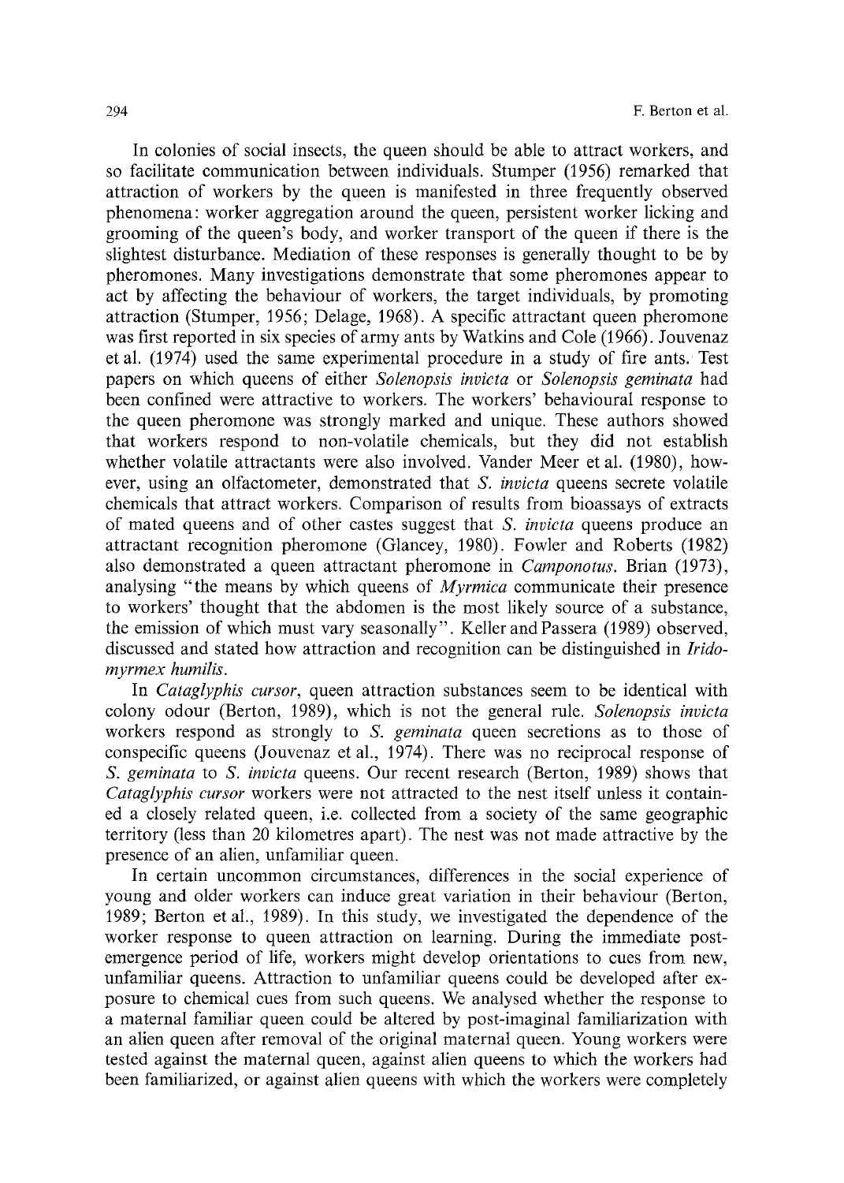In colonies of social insects, the queen should be able to attract workers, and so facilitate communication between individuals. Stumper (1956) remarked that attraction of workers by the queen is manifested in three frequently observed phenomena: worker aggregation around the queen, persistent worker licking and grooming of the queen's body, and worker transport of the queen if there is the slightest disturbance. Mediation of these responses is generally thought to be by pheromones. Many investigations demonstrate that some pheromones appear to act by affecting the behaviour of workers, the target individuals, by promoting attraction (Stumper, 1956; Delage, 1968). A specific attractant queen pheromone was first reported in six species of army ants by Watkins and Cole (1966). Jouvenaz et al. (1974) used the same experimental procedure in a study of fire ants. Test papers on which queens of either *Solenopsis invicta* or *Solenopsis geminata* had been confined were attractive to workers. The workers' behavioural response to the queen pheromone was strongly marked and unique. These authors showed that workers respond to non-volatile chemicals, but they did not establish whether volatile attractants were also involved. Vander Meer et al. (1980), however, using an olfactometer, demonstrated that *S. invicta* queens secrete volatile chemicals that attract workers. Comparison of results from bioassays of extracts of mated queens and of other castes suggest that *S. invicta* queens produce an attractant recognition pheromone (Glancey, 1980). Fowler and Roberts (1982) also demonstrated a queen attractant pheromone in *Camponotus*. Brian (1973), analysing "the means by which queens of *Myrmica* communicate their presence to workers' thought that the abdomen is the most likely source of a substance, the emission of which must vary seasonally". Keller and Passera (1989) observed, discussed and stated how attraction and recognition can be distinguished in *Iridomyrmex humilis*.

In *Cataglyphis cursor*, queen attraction substances seem to be identical with colony odour (Berton, 1989), which is not the general rule. *Solenopsis invicta* workers respond as strongly to *S. geminata* queen secretions as to those of conspecific queens (Jouvenaz et al., 1974). There was no reciprocal response of *S. geminata* to *S. invicta* queens. Our recent research (Berton, 1989) shows that *Cataglyphis cursor* workers were not attracted to the nest itself unless it contained a closely related queen, i.e. collected from a society of the same geographic territory (less than 20 kilometres apart). The nest was not made attractive by the presence of an alien, unfamiliar queen.

In certain uncommon circumstances, differences in the social experience of young and older workers can induce great variation in their behaviour (Berton, 1989; Berton et al., 1989). In this study, we investigated the dependence of the worker response to queen attraction on learning. During the immediate post-emergence period of life, workers might develop orientations to cues from new, unfamiliar queens. Attraction to unfamiliar queens could be developed after exposure to chemical cues from such queens. We analysed whether the response to a maternal familiar queen could be altered by post-imaginal familiarization with an alien queen after removal of the original maternal queen. Young workers were tested against the maternal queen, against alien queens to which the workers had been familiarized, or against alien queens with which the workers were completely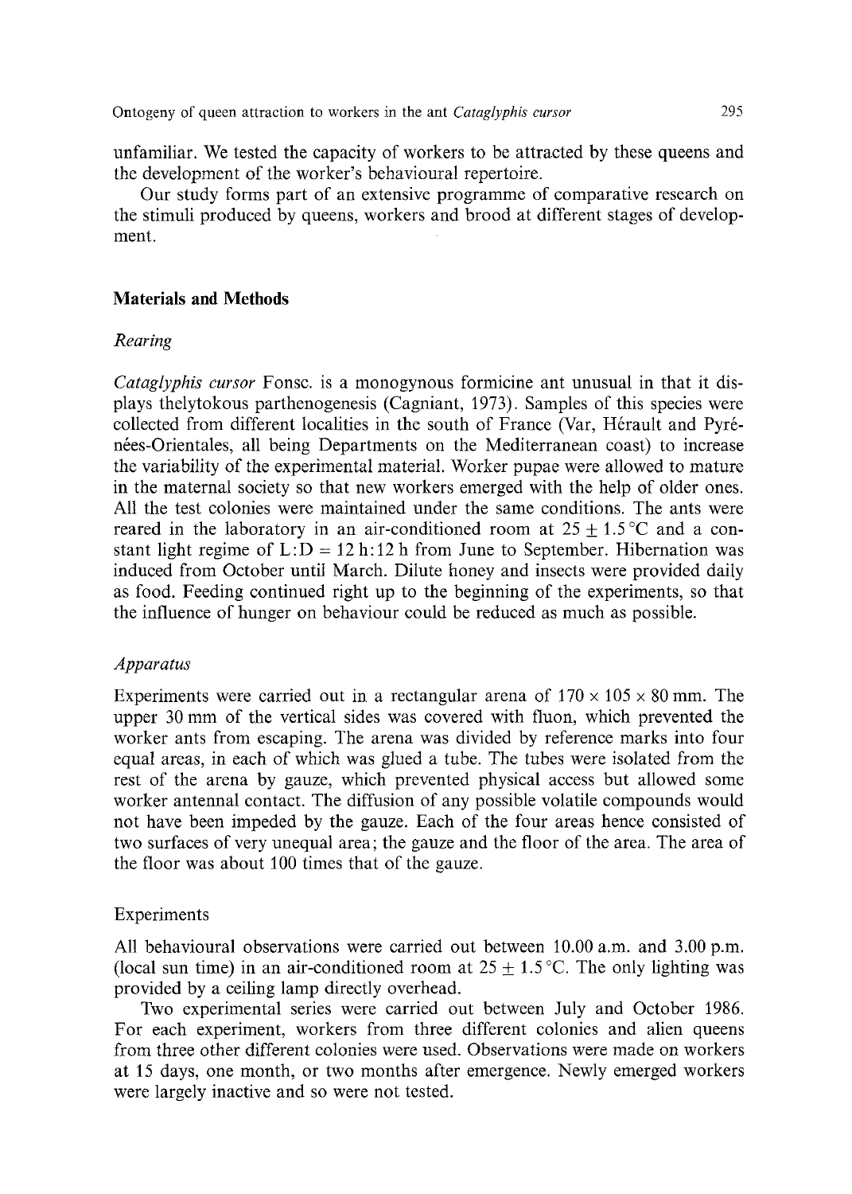unfamiliar. We tested the capacity of workers to be attracted by these queens and the development of the worker's behavioural repertoire.

Our study forms part of an extensive programme of comparative research on the stimuli produced by queens, workers and brood at different stages of development.

## Materials and Methods

### *Rearing*

*Cataglyphis cursor* Fonsc. is a monogynous formicine ant unusual in that it displays thelytokous parthenogenesis (Cagniant, 1973). Samples of this species were collected from different localities in the south of France (Var, Hérault and Pyrénées-Orientales, all being Departments on the Mediterranean coast) to increase the variability of the experimental material. Worker pupae were allowed to mature in the maternal society so that new workers emerged with the help of older ones. All the test colonies were maintained under the same conditions. The ants were reared in the laboratory in an air-conditioned room at $25 \pm 1.5\,°C$ and a constant light regime of L:D = 12 h:12 h from June to September. Hibernation was induced from October until March. Dilute honey and insects were provided daily as food. Feeding continued right up to the beginning of the experiments, so that the influence of hunger on behaviour could be reduced as much as possible.

### *Apparatus*

Experiments were carried out in a rectangular arena of $170 \times 105 \times 80$ mm. The upper 30 mm of the vertical sides was covered with fluon, which prevented the worker ants from escaping. The arena was divided by reference marks into four equal areas, in each of which was glued a tube. The tubes were isolated from the rest of the arena by gauze, which prevented physical access but allowed some worker antennal contact. The diffusion of any possible volatile compounds would not have been impeded by the gauze. Each of the four areas hence consisted of two surfaces of very unequal area; the gauze and the floor of the area. The area of the floor was about 100 times that of the gauze.

### Experiments

All behavioural observations were carried out between 10.00 a.m. and 3.00 p.m. (local sun time) in an air-conditioned room at $25 \pm 1.5\,°C$. The only lighting was provided by a ceiling lamp directly overhead.

Two experimental series were carried out between July and October 1986. For each experiment, workers from three different colonies and alien queens from three other different colonies were used. Observations were made on workers at 15 days, one month, or two months after emergence. Newly emerged workers were largely inactive and so were not tested.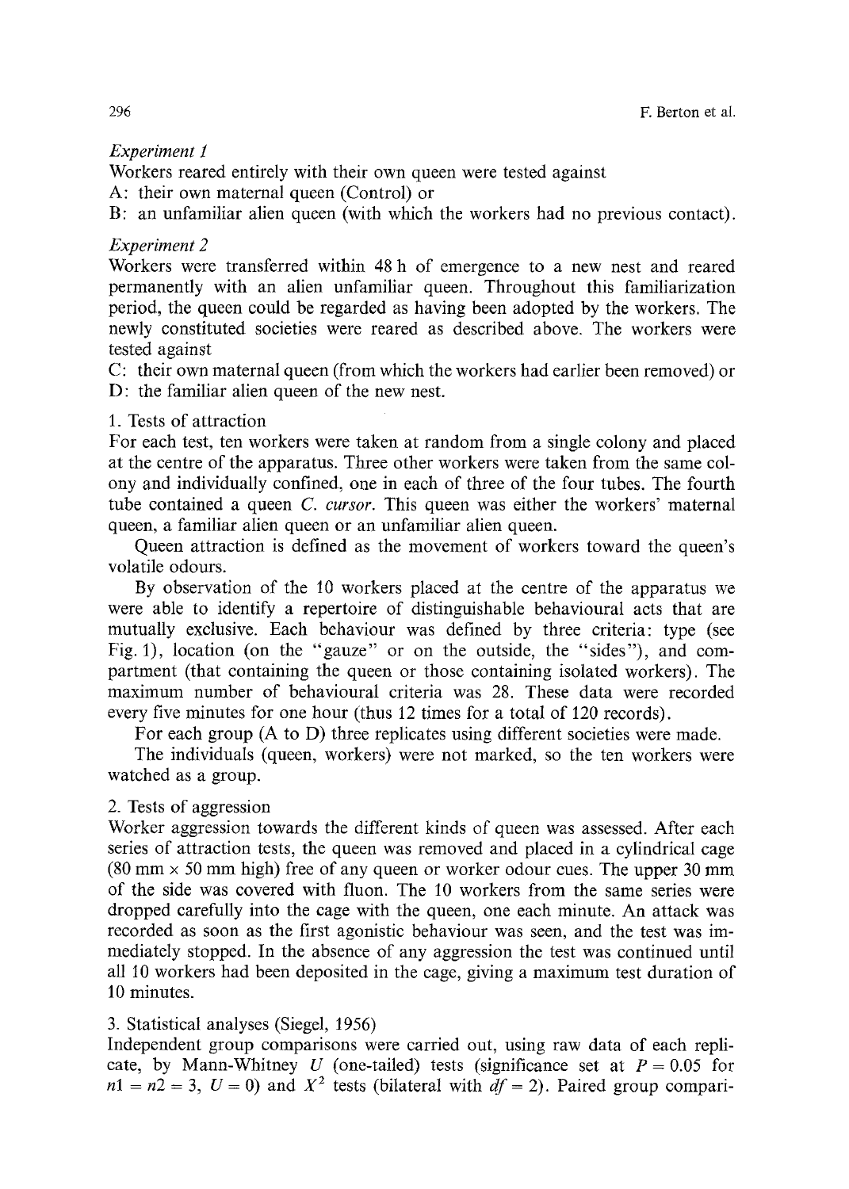*Experiment 1*

Workers reared entirely with their own queen were tested against

A: their own maternal queen (Control) or

B: an unfamiliar alien queen (with which the workers had no previous contact).

*Experiment 2*

Workers were transferred within 48 h of emergence to a new nest and reared permanently with an alien unfamiliar queen. Throughout this familiarization period, the queen could be regarded as having been adopted by the workers. The newly constituted societies were reared as described above. The workers were tested against

C: their own maternal queen (from which the workers had earlier been removed) or

D: the familiar alien queen of the new nest.

1. Tests of attraction

For each test, ten workers were taken at random from a single colony and placed at the centre of the apparatus. Three other workers were taken from the same colony and individually confined, one in each of three of the four tubes. The fourth tube contained a queen *C. cursor*. This queen was either the workers' maternal queen, a familiar alien queen or an unfamiliar alien queen.

Queen attraction is defined as the movement of workers toward the queen's volatile odours.

By observation of the 10 workers placed at the centre of the apparatus we were able to identify a repertoire of distinguishable behavioural acts that are mutually exclusive. Each behaviour was defined by three criteria: type (see Fig. 1), location (on the "gauze" or on the outside, the "sides"), and compartment (that containing the queen or those containing isolated workers). The maximum number of behavioural criteria was 28. These data were recorded every five minutes for one hour (thus 12 times for a total of 120 records).

For each group (A to D) three replicates using different societies were made.

The individuals (queen, workers) were not marked, so the ten workers were watched as a group.

2. Tests of aggression

Worker aggression towards the different kinds of queen was assessed. After each series of attraction tests, the queen was removed and placed in a cylindrical cage (80 mm × 50 mm high) free of any queen or worker odour cues. The upper 30 mm of the side was covered with fluon. The 10 workers from the same series were dropped carefully into the cage with the queen, one each minute. An attack was recorded as soon as the first agonistic behaviour was seen, and the test was immediately stopped. In the absence of any aggression the test was continued until all 10 workers had been deposited in the cage, giving a maximum test duration of 10 minutes.

3. Statistical analyses (Siegel, 1956)

Independent group comparisons were carried out, using raw data of each replicate, by Mann-Whitney $U$ (one-tailed) tests (significance set at $P = 0.05$ for $n1 = n2 = 3$, $U = 0$) and $X^2$ tests (bilateral with $df = 2$). Paired group compari-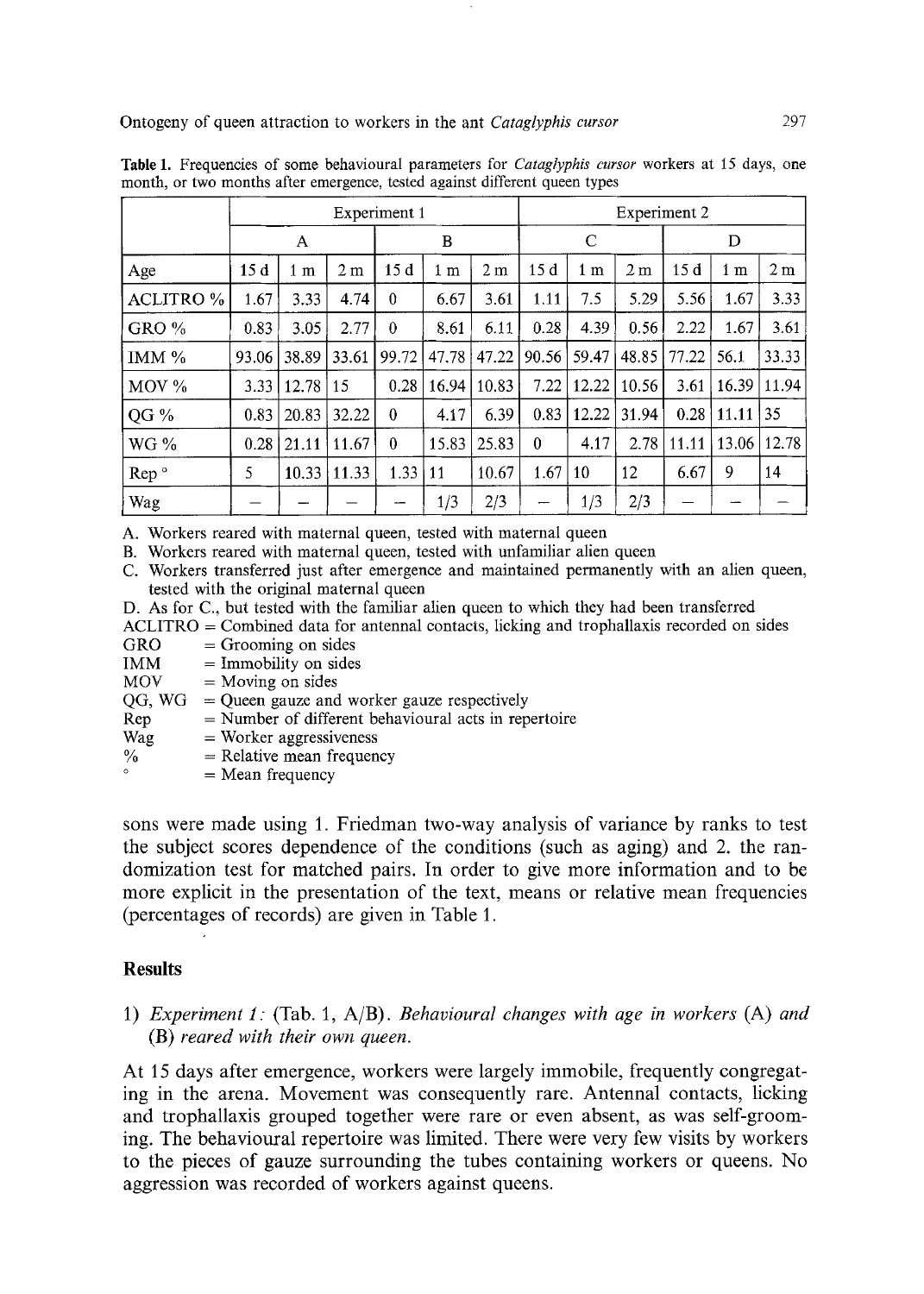**Table 1.** Frequencies of some behavioural parameters for *Cataglyphis cursor* workers at 15 days, one month, or two months after emergence, tested against different queen types

| | Experiment 1 | | | | | | Experiment 2 | | | | | |
|---|---|---|---|---|---|---|---|---|---|---|---|---|
| | A | | | B | | | C | | | D | | |
| Age | 15 d | 1 m | 2 m | 15 d | 1 m | 2 m | 15 d | 1 m | 2 m | 15 d | 1 m | 2 m |
| ACLITRO % | 1.67 | 3.33 | 4.74 | 0 | 6.67 | 3.61 | 1.11 | 7.5 | 5.29 | 5.56 | 1.67 | 3.33 |
| GRO % | 0.83 | 3.05 | 2.77 | 0 | 8.61 | 6.11 | 0.28 | 4.39 | 0.56 | 2.22 | 1.67 | 3.61 |
| IMM % | 93.06 | 38.89 | 33.61 | 99.72 | 47.78 | 47.22 | 90.56 | 59.47 | 48.85 | 77.22 | 56.1 | 33.33 |
| MOV % | 3.33 | 12.78 | 15 | 0.28 | 16.94 | 10.83 | 7.22 | 12.22 | 10.56 | 3.61 | 16.39 | 11.94 |
| QG % | 0.83 | 20.83 | 32.22 | 0 | 4.17 | 6.39 | 0.83 | 12.22 | 31.94 | 0.28 | 11.11 | 35 |
| WG % | 0.28 | 21.11 | 11.67 | 0 | 15.83 | 25.83 | 0 | 4.17 | 2.78 | 11.11 | 13.06 | 12.78 |
| Rep ° | 5 | 10.33 | 11.33 | 1.33 | 11 | 10.67 | 1.67 | 10 | 12 | 6.67 | 9 | 14 |
| Wag | – | – | – | – | 1/3 | 2/3 | – | 1/3 | 2/3 | – | – | – |

A. Workers reared with maternal queen, tested with maternal queen
B. Workers reared with maternal queen, tested with unfamiliar alien queen
C. Workers transferred just after emergence and maintained permanently with an alien queen, tested with the original maternal queen
D. As for C., but tested with the familiar alien queen to which they had been transferred

ACLITRO = Combined data for antennal contacts, licking and trophallaxis recorded on sides
GRO = Grooming on sides
IMM = Immobility on sides
MOV = Moving on sides
QG, WG = Queen gauze and worker gauze respectively
Rep = Number of different behavioural acts in repertoire
Wag = Worker aggressiveness
% = Relative mean frequency
° = Mean frequency

sons were made using 1. Friedman two-way analysis of variance by ranks to test the subject scores dependence of the conditions (such as aging) and 2. the randomization test for matched pairs. In order to give more information and to be more explicit in the presentation of the text, means or relative mean frequencies (percentages of records) are given in Table 1.

## Results

1) *Experiment 1:* (Tab. 1, A/B). *Behavioural changes with age in workers* (A) *and* (B) *reared with their own queen.*

At 15 days after emergence, workers were largely immobile, frequently congregating in the arena. Movement was consequently rare. Antennal contacts, licking and trophallaxis grouped together were rare or even absent, as was self-grooming. The behavioural repertoire was limited. There were very few visits by workers to the pieces of gauze surrounding the tubes containing workers or queens. No aggression was recorded of workers against queens.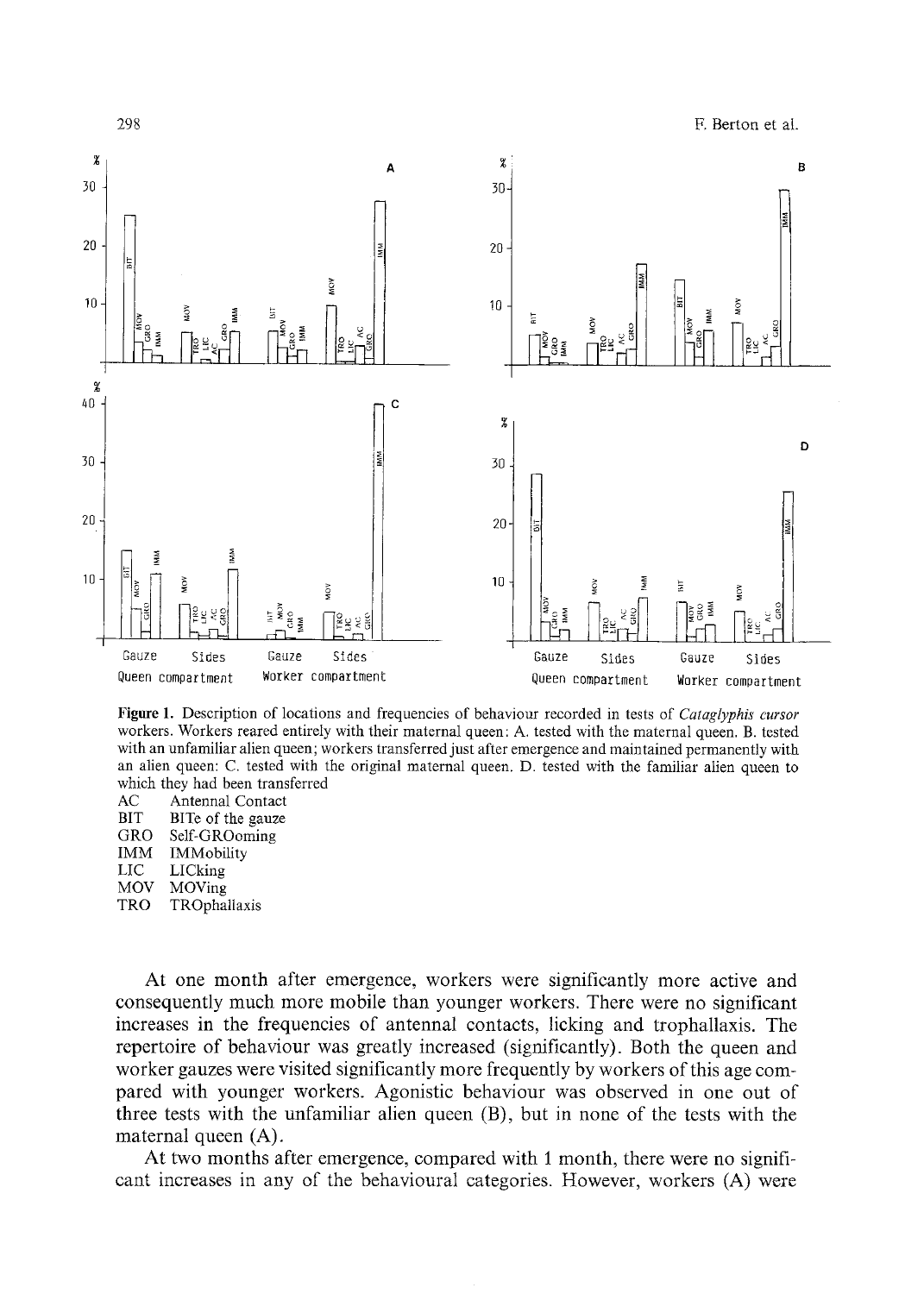**Figure 1.** Description of locations and frequencies of behaviour recorded in tests of *Cataglyphis cursor* workers. Workers reared entirely with their maternal queen: A. tested with the maternal queen. B. tested with an unfamiliar alien queen; workers transferred just after emergence and maintained permanently with an alien queen: C. tested with the original maternal queen. D. tested with the familiar alien queen to which they had been transferred

AC Antennal Contact
BIT BITe of the gauze
GRO Self-GROoming
IMM IMMobility
LIC LICking
MOV MOVing
TRO TROphallaxis

At one month after emergence, workers were significantly more active and consequently much more mobile than younger workers. There were no significant increases in the frequencies of antennal contacts, licking and trophallaxis. The repertoire of behaviour was greatly increased (significantly). Both the queen and worker gauzes were visited significantly more frequently by workers of this age compared with younger workers. Agonistic behaviour was observed in one out of three tests with the unfamiliar alien queen (B), but in none of the tests with the maternal queen (A).

At two months after emergence, compared with 1 month, there were no significant increases in any of the behavioural categories. However, workers (A) were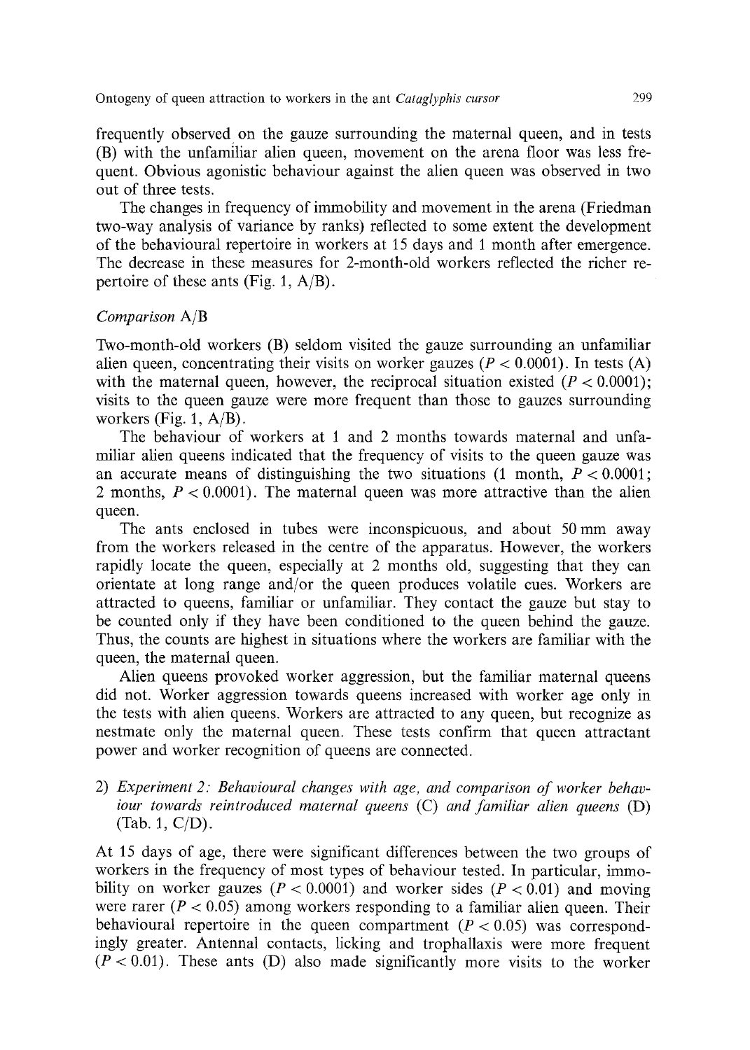frequently observed on the gauze surrounding the maternal queen, and in tests (B) with the unfamiliar alien queen, movement on the arena floor was less frequent. Obvious agonistic behaviour against the alien queen was observed in two out of three tests.

The changes in frequency of immobility and movement in the arena (Friedman two-way analysis of variance by ranks) reflected to some extent the development of the behavioural repertoire in workers at 15 days and 1 month after emergence. The decrease in these measures for 2-month-old workers reflected the richer repertoire of these ants (Fig. 1, A/B).

*Comparison* A/B

Two-month-old workers (B) seldom visited the gauze surrounding an unfamiliar alien queen, concentrating their visits on worker gauzes ($P < 0.0001$). In tests (A) with the maternal queen, however, the reciprocal situation existed ($P < 0.0001$); visits to the queen gauze were more frequent than those to gauzes surrounding workers (Fig. 1, A/B).

The behaviour of workers at 1 and 2 months towards maternal and unfamiliar alien queens indicated that the frequency of visits to the queen gauze was an accurate means of distinguishing the two situations (1 month, $P < 0.0001$; 2 months, $P < 0.0001$). The maternal queen was more attractive than the alien queen.

The ants enclosed in tubes were inconspicuous, and about 50 mm away from the workers released in the centre of the apparatus. However, the workers rapidly locate the queen, especially at 2 months old, suggesting that they can orientate at long range and/or the queen produces volatile cues. Workers are attracted to queens, familiar or unfamiliar. They contact the gauze but stay to be counted only if they have been conditioned to the queen behind the gauze. Thus, the counts are highest in situations where the workers are familiar with the queen, the maternal queen.

Alien queens provoked worker aggression, but the familiar maternal queens did not. Worker aggression towards queens increased with worker age only in the tests with alien queens. Workers are attracted to any queen, but recognize as nestmate only the maternal queen. These tests confirm that queen attractant power and worker recognition of queens are connected.

2) *Experiment 2: Behavioural changes with age, and comparison of worker behaviour towards reintroduced maternal queens* (C) *and familiar alien queens* (D) (Tab. 1, C/D).

At 15 days of age, there were significant differences between the two groups of workers in the frequency of most types of behaviour tested. In particular, immobility on worker gauzes ($P < 0.0001$) and worker sides ($P < 0.01$) and moving were rarer ($P < 0.05$) among workers responding to a familiar alien queen. Their behavioural repertoire in the queen compartment ($P < 0.05$) was correspondingly greater. Antennal contacts, licking and trophallaxis were more frequent ($P < 0.01$). These ants (D) also made significantly more visits to the worker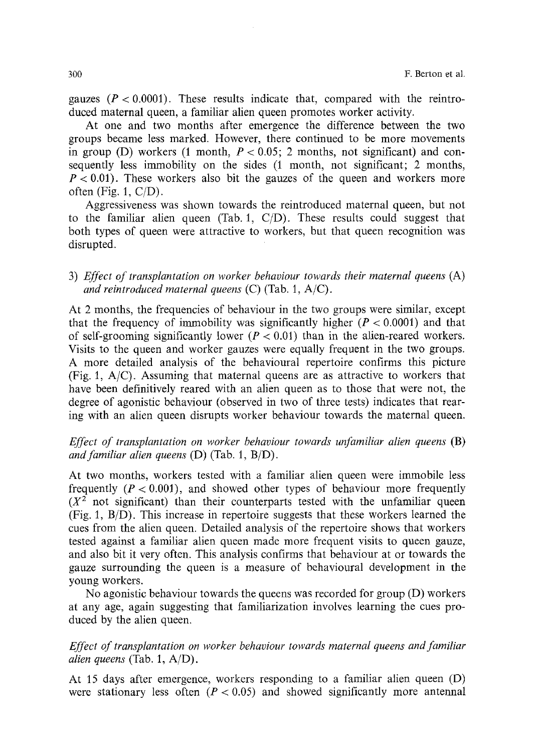gauzes ($P < 0.0001$). These results indicate that, compared with the reintroduced maternal queen, a familiar alien queen promotes worker activity.

At one and two months after emergence the difference between the two groups became less marked. However, there continued to be more movements in group (D) workers (1 month, $P < 0.05$; 2 months, not significant) and consequently less immobility on the sides (1 month, not significant; 2 months, $P < 0.01$). These workers also bit the gauzes of the queen and workers more often (Fig. 1, C/D).

Aggressiveness was shown towards the reintroduced maternal queen, but not to the familiar alien queen (Tab. 1, C/D). These results could suggest that both types of queen were attractive to workers, but that queen recognition was disrupted.

3) *Effect of transplantation on worker behaviour towards their maternal queens* (A) *and reintroduced maternal queens* (C) (Tab. 1, A/C).

At 2 months, the frequencies of behaviour in the two groups were similar, except that the frequency of immobility was significantly higher ($P < 0.0001$) and that of self-grooming significantly lower ($P < 0.01$) than in the alien-reared workers. Visits to the queen and worker gauzes were equally frequent in the two groups. A more detailed analysis of the behavioural repertoire confirms this picture (Fig. 1, A/C). Assuming that maternal queens are as attractive to workers that have been definitively reared with an alien queen as to those that were not, the degree of agonistic behaviour (observed in two of three tests) indicates that rearing with an alien queen disrupts worker behaviour towards the maternal queen.

*Effect of transplantation on worker behaviour towards unfamiliar alien queens* (B) *and familiar alien queens* (D) (Tab. 1, B/D).

At two months, workers tested with a familiar alien queen were immobile less frequently ($P < 0.001$), and showed other types of behaviour more frequently ($X^2$ not significant) than their counterparts tested with the unfamiliar queen (Fig. 1, B/D). This increase in repertoire suggests that these workers learned the cues from the alien queen. Detailed analysis of the repertoire shows that workers tested against a familiar alien queen made more frequent visits to queen gauze, and also bit it very often. This analysis confirms that behaviour at or towards the gauze surrounding the queen is a measure of behavioural development in the young workers.

No agonistic behaviour towards the queens was recorded for group (D) workers at any age, again suggesting that familiarization involves learning the cues produced by the alien queen.

*Effect of transplantation on worker behaviour towards maternal queens and familiar alien queens* (Tab. 1, A/D).

At 15 days after emergence, workers responding to a familiar alien queen (D) were stationary less often ($P < 0.05$) and showed significantly more antennal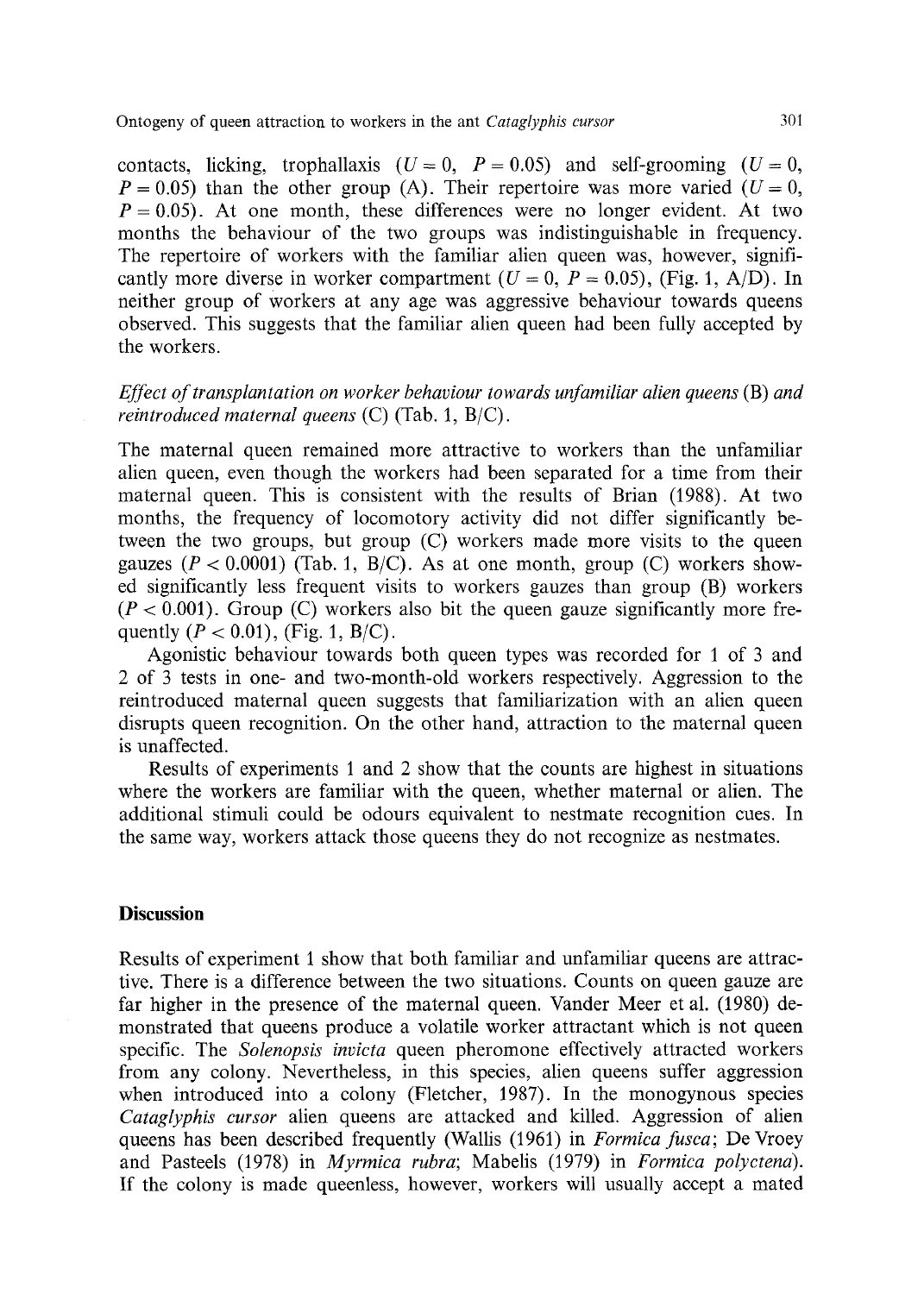contacts, licking, trophallaxis ($U = 0$, $P = 0.05$) and self-grooming ($U = 0$, $P = 0.05$) than the other group (A). Their repertoire was more varied ($U = 0$, $P = 0.05$). At one month, these differences were no longer evident. At two months the behaviour of the two groups was indistinguishable in frequency. The repertoire of workers with the familiar alien queen was, however, significantly more diverse in worker compartment ($U = 0$, $P = 0.05$), (Fig. 1, A/D). In neither group of workers at any age was aggressive behaviour towards queens observed. This suggests that the familiar alien queen had been fully accepted by the workers.

*Effect of transplantation on worker behaviour towards unfamiliar alien queens* (B) *and reintroduced maternal queens* (C) (Tab. 1, B/C).

The maternal queen remained more attractive to workers than the unfamiliar alien queen, even though the workers had been separated for a time from their maternal queen. This is consistent with the results of Brian (1988). At two months, the frequency of locomotory activity did not differ significantly between the two groups, but group (C) workers made more visits to the queen gauzes ($P < 0.0001$) (Tab. 1, B/C). As at one month, group (C) workers showed significantly less frequent visits to workers gauzes than group (B) workers ($P < 0.001$). Group (C) workers also bit the queen gauze significantly more frequently ($P < 0.01$), (Fig. 1, B/C).

Agonistic behaviour towards both queen types was recorded for 1 of 3 and 2 of 3 tests in one- and two-month-old workers respectively. Aggression to the reintroduced maternal queen suggests that familiarization with an alien queen disrupts queen recognition. On the other hand, attraction to the maternal queen is unaffected.

Results of experiments 1 and 2 show that the counts are highest in situations where the workers are familiar with the queen, whether maternal or alien. The additional stimuli could be odours equivalent to nestmate recognition cues. In the same way, workers attack those queens they do not recognize as nestmates.

## Discussion

Results of experiment 1 show that both familiar and unfamiliar queens are attractive. There is a difference between the two situations. Counts on queen gauze are far higher in the presence of the maternal queen. Vander Meer et al. (1980) demonstrated that queens produce a volatile worker attractant which is not queen specific. The *Solenopsis invicta* queen pheromone effectively attracted workers from any colony. Nevertheless, in this species, alien queens suffer aggression when introduced into a colony (Fletcher, 1987). In the monogynous species *Cataglyphis cursor* alien queens are attacked and killed. Aggression of alien queens has been described frequently (Wallis (1961) in *Formica fusca*; De Vroey and Pasteels (1978) in *Myrmica rubra*; Mabelis (1979) in *Formica polyctena*). If the colony is made queenless, however, workers will usually accept a mated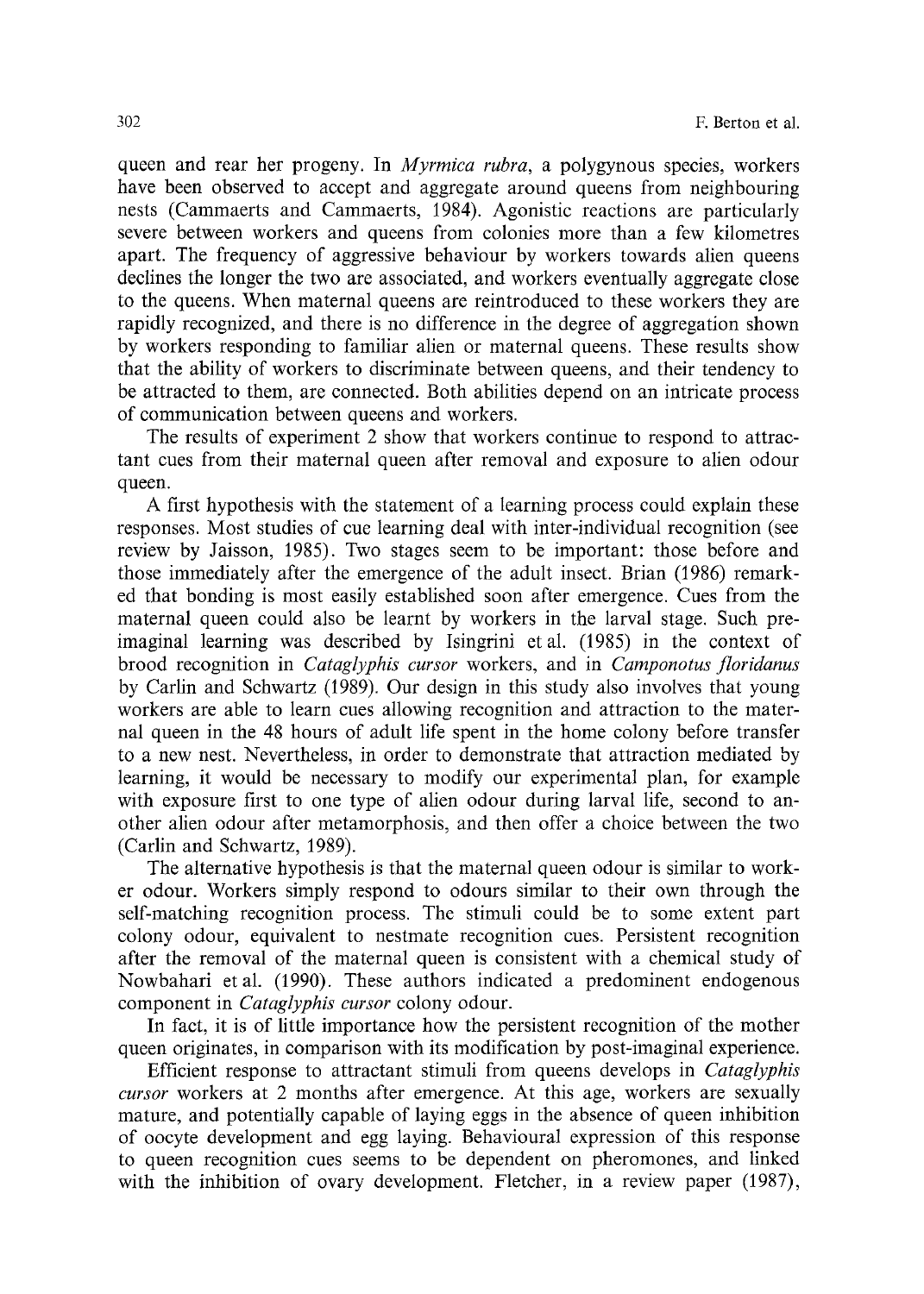queen and rear her progeny. In *Myrmica rubra*, a polygynous species, workers have been observed to accept and aggregate around queens from neighbouring nests (Cammaerts and Cammaerts, 1984). Agonistic reactions are particularly severe between workers and queens from colonies more than a few kilometres apart. The frequency of aggressive behaviour by workers towards alien queens declines the longer the two are associated, and workers eventually aggregate close to the queens. When maternal queens are reintroduced to these workers they are rapidly recognized, and there is no difference in the degree of aggregation shown by workers responding to familiar alien or maternal queens. These results show that the ability of workers to discriminate between queens, and their tendency to be attracted to them, are connected. Both abilities depend on an intricate process of communication between queens and workers.

The results of experiment 2 show that workers continue to respond to attractant cues from their maternal queen after removal and exposure to alien odour queen.

A first hypothesis with the statement of a learning process could explain these responses. Most studies of cue learning deal with inter-individual recognition (see review by Jaisson, 1985). Two stages seem to be important: those before and those immediately after the emergence of the adult insect. Brian (1986) remarked that bonding is most easily established soon after emergence. Cues from the maternal queen could also be learnt by workers in the larval stage. Such preimaginal learning was described by Isingrini et al. (1985) in the context of brood recognition in *Cataglyphis cursor* workers, and in *Camponotus floridanus* by Carlin and Schwartz (1989). Our design in this study also involves that young workers are able to learn cues allowing recognition and attraction to the maternal queen in the 48 hours of adult life spent in the home colony before transfer to a new nest. Nevertheless, in order to demonstrate that attraction mediated by learning, it would be necessary to modify our experimental plan, for example with exposure first to one type of alien odour during larval life, second to another alien odour after metamorphosis, and then offer a choice between the two (Carlin and Schwartz, 1989).

The alternative hypothesis is that the maternal queen odour is similar to worker odour. Workers simply respond to odours similar to their own through the self-matching recognition process. The stimuli could be to some extent part colony odour, equivalent to nestmate recognition cues. Persistent recognition after the removal of the maternal queen is consistent with a chemical study of Nowbahari et al. (1990). These authors indicated a predominent endogenous component in *Cataglyphis cursor* colony odour.

In fact, it is of little importance how the persistent recognition of the mother queen originates, in comparison with its modification by post-imaginal experience.

Efficient response to attractant stimuli from queens develops in *Cataglyphis cursor* workers at 2 months after emergence. At this age, workers are sexually mature, and potentially capable of laying eggs in the absence of queen inhibition of oocyte development and egg laying. Behavioural expression of this response to queen recognition cues seems to be dependent on pheromones, and linked with the inhibition of ovary development. Fletcher, in a review paper (1987),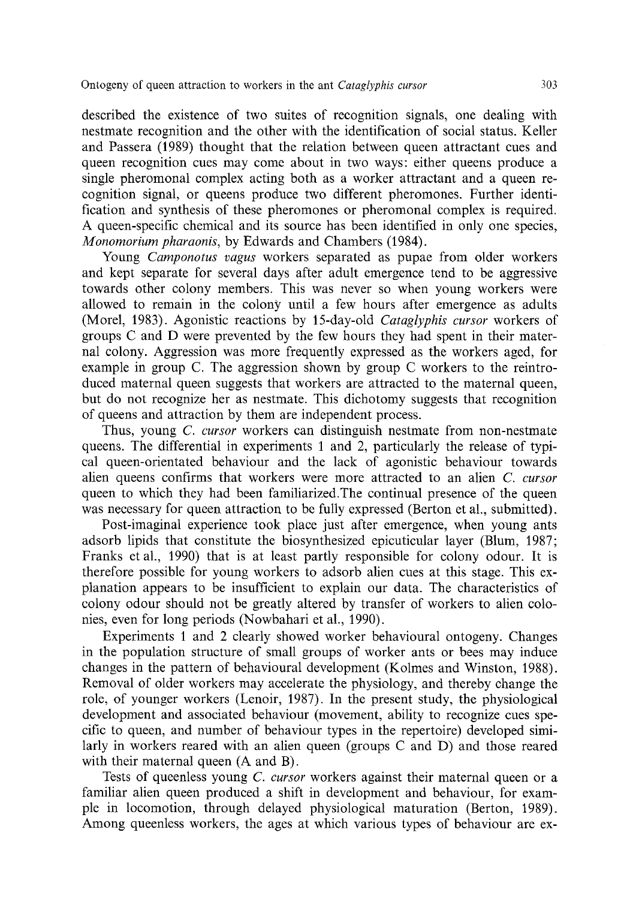described the existence of two suites of recognition signals, one dealing with nestmate recognition and the other with the identification of social status. Keller and Passera (1989) thought that the relation between queen attractant cues and queen recognition cues may come about in two ways: either queens produce a single pheromonal complex acting both as a worker attractant and a queen recognition signal, or queens produce two different pheromones. Further identification and synthesis of these pheromones or pheromonal complex is required. A queen-specific chemical and its source has been identified in only one species, *Monomorium pharaonis*, by Edwards and Chambers (1984).

Young *Camponotus vagus* workers separated as pupae from older workers and kept separate for several days after adult emergence tend to be aggressive towards other colony members. This was never so when young workers were allowed to remain in the colony until a few hours after emergence as adults (Morel, 1983). Agonistic reactions by 15-day-old *Cataglyphis cursor* workers of groups C and D were prevented by the few hours they had spent in their maternal colony. Aggression was more frequently expressed as the workers aged, for example in group C. The aggression shown by group C workers to the reintroduced maternal queen suggests that workers are attracted to the maternal queen, but do not recognize her as nestmate. This dichotomy suggests that recognition of queens and attraction by them are independent process.

Thus, young *C. cursor* workers can distinguish nestmate from non-nestmate queens. The differential in experiments 1 and 2, particularly the release of typical queen-orientated behaviour and the lack of agonistic behaviour towards alien queens confirms that workers were more attracted to an alien *C. cursor* queen to which they had been familiarized.The continual presence of the queen was necessary for queen attraction to be fully expressed (Berton et al., submitted).

Post-imaginal experience took place just after emergence, when young ants adsorb lipids that constitute the biosynthesized epicuticular layer (Blum, 1987; Franks et al., 1990) that is at least partly responsible for colony odour. It is therefore possible for young workers to adsorb alien cues at this stage. This explanation appears to be insufficient to explain our data. The characteristics of colony odour should not be greatly altered by transfer of workers to alien colonies, even for long periods (Nowbahari et al., 1990).

Experiments 1 and 2 clearly showed worker behavioural ontogeny. Changes in the population structure of small groups of worker ants or bees may induce changes in the pattern of behavioural development (Kolmes and Winston, 1988). Removal of older workers may accelerate the physiology, and thereby change the role, of younger workers (Lenoir, 1987). In the present study, the physiological development and associated behaviour (movement, ability to recognize cues specific to queen, and number of behaviour types in the repertoire) developed similarly in workers reared with an alien queen (groups C and D) and those reared with their maternal queen (A and B).

Tests of queenless young *C. cursor* workers against their maternal queen or a familiar alien queen produced a shift in development and behaviour, for example in locomotion, through delayed physiological maturation (Berton, 1989). Among queenless workers, the ages at which various types of behaviour are ex-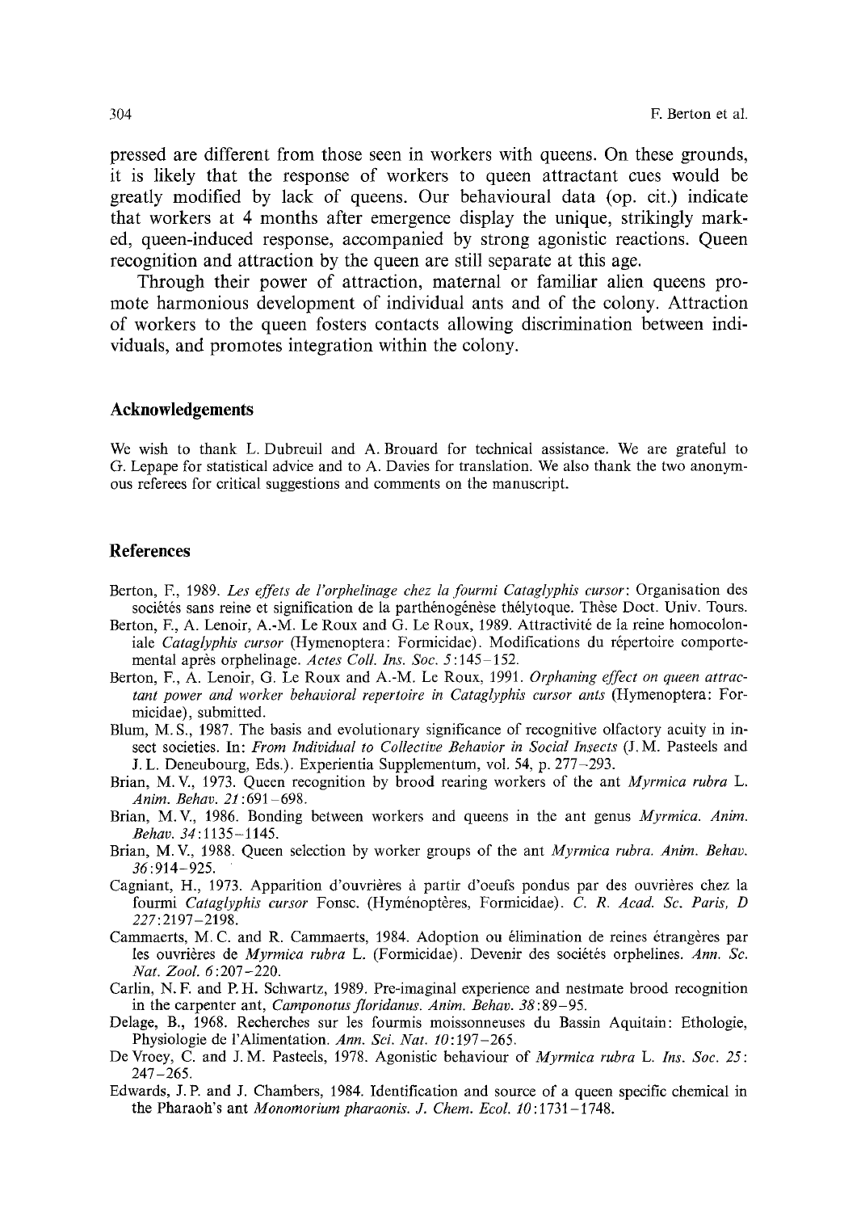pressed are different from those seen in workers with queens. On these grounds, it is likely that the response of workers to queen attractant cues would be greatly modified by lack of queens. Our behavioural data (op. cit.) indicate that workers at 4 months after emergence display the unique, strikingly marked, queen-induced response, accompanied by strong agonistic reactions. Queen recognition and attraction by the queen are still separate at this age.

Through their power of attraction, maternal or familiar alien queens promote harmonious development of individual ants and of the colony. Attraction of workers to the queen fosters contacts allowing discrimination between individuals, and promotes integration within the colony.

## Acknowledgements

We wish to thank L. Dubreuil and A. Brouard for technical assistance. We are grateful to G. Lepape for statistical advice and to A. Davies for translation. We also thank the two anonymous referees for critical suggestions and comments on the manuscript.

## References

Berton, F., 1989. *Les effets de l'orphelinage chez la fourmi Cataglyphis cursor*: Organisation des sociétés sans reine et signification de la parthénogénèse thélytoque. Thèse Doct. Univ. Tours.

Berton, F., A. Lenoir, A.-M. Le Roux and G. Le Roux, 1989. Attractivité de la reine homocoloniale *Cataglyphis cursor* (Hymenoptera: Formicidae). Modifications du répertoire comportemental après orphelinage. *Actes Coll. Ins. Soc. 5*:145–152.

Berton, F., A. Lenoir, G. Le Roux and A.-M. Le Roux, 1991. *Orphaning effect on queen attractant power and worker behavioral repertoire in Cataglyphis cursor ants* (Hymenoptera: Formicidae), submitted.

Blum, M. S., 1987. The basis and evolutionary significance of recognitive olfactory acuity in insect societies. In: *From Individual to Collective Behavior in Social Insects* (J. M. Pasteels and J. L. Deneubourg, Eds.). Experientia Supplementum, vol. 54, p. 277–293.

Brian, M. V., 1973. Queen recognition by brood rearing workers of the ant *Myrmica rubra* L. *Anim. Behav. 21*:691–698.

Brian, M. V., 1986. Bonding between workers and queens in the ant genus *Myrmica*. *Anim. Behav. 34*:1135–1145.

Brian, M. V., 1988. Queen selection by worker groups of the ant *Myrmica rubra*. *Anim. Behav. 36*:914–925.

Cagniant, H., 1973. Apparition d'ouvrières à partir d'oeufs pondus par des ouvrières chez la fourmi *Cataglyphis cursor* Fonsc. (Hyménoptères, Formicidae). *C. R. Acad. Sc. Paris, D 227*:2197–2198.

Cammaerts, M. C. and R. Cammaerts, 1984. Adoption ou élimination de reines étrangères par les ouvrières de *Myrmica rubra* L. (Formicidae). Devenir des sociétés orphelines. *Ann. Sc. Nat. Zool. 6*:207–220.

Carlin, N. F. and P. H. Schwartz, 1989. Pre-imaginal experience and nestmate brood recognition in the carpenter ant, *Camponotus floridanus*. *Anim. Behav. 38*:89–95.

Delage, B., 1968. Recherches sur les fourmis moissonneuses du Bassin Aquitain: Ethologie, Physiologie de l'Alimentation. *Ann. Sci. Nat. 10*:197–265.

De Vroey, C. and J. M. Pasteels, 1978. Agonistic behaviour of *Myrmica rubra* L. *Ins. Soc. 25*: 247–265.

Edwards, J. P. and J. Chambers, 1984. Identification and source of a queen specific chemical in the Pharaoh's ant *Monomorium pharaonis*. *J. Chem. Ecol. 10*:1731–1748.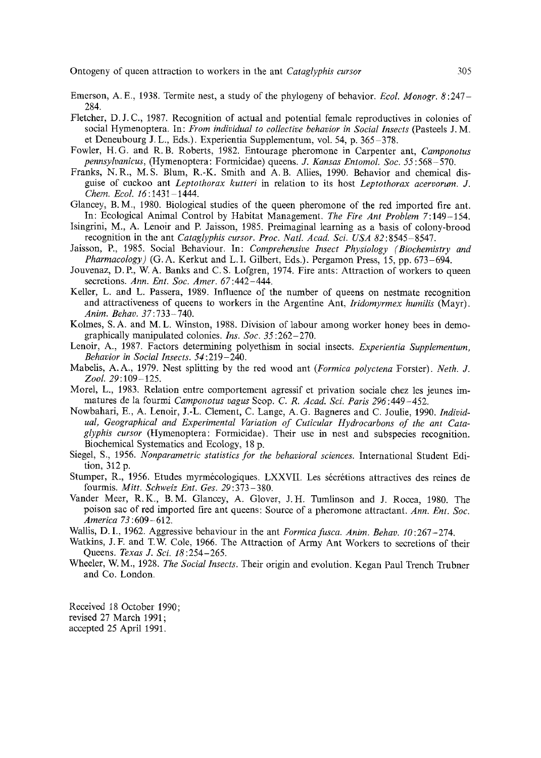Emerson, A. E., 1938. Termite nest, a study of the phylogeny of behavior. *Ecol. Monogr. 8*:247–284.

Fletcher, D. J. C., 1987. Recognition of actual and potential female reproductives in colonies of social Hymenoptera. In: *From individual to collective behavior in Social Insects* (Pasteels J. M. et Deneubourg J. L., Eds.). Experientia Supplementum, vol. 54, p. 365–378.

Fowler, H. G. and R. B. Roberts, 1982. Entourage pheromone in Carpenter ant, *Camponotus pennsylvanicus*, (Hymenoptera: Formicidae) queens. *J. Kansas Entomol. Soc. 55*:568–570.

Franks, N. R., M. S. Blum, R.-K. Smith and A. B. Allies, 1990. Behavior and chemical disguise of cuckoo ant *Leptothorax kutteri* in relation to its host *Leptothorax acervorum*. *J. Chem. Ecol. 16*:1431–1444.

Glancey, B. M., 1980. Biological studies of the queen pheromone of the red imported fire ant. In: Ecological Animal Control by Habitat Management. *The Fire Ant Problem 7*:149–154.

Isingrini, M., A. Lenoir and P. Jaisson, 1985. Preimaginal learning as a basis of colony-brood recognition in the ant *Cataglyphis cursor*. *Proc. Natl. Acad. Sci. USA 82*:8545–8547.

Jaisson, P., 1985. Social Behaviour. In: *Comprehensive Insect Physiology (Biochemistry and Pharmacology)* (G. A. Kerkut and L. I. Gilbert, Eds.). Pergamon Press, 15, pp. 673–694.

Jouvenaz, D. P., W. A. Banks and C. S. Lofgren, 1974. Fire ants: Attraction of workers to queen secretions. *Ann. Ent. Soc. Amer. 67*:442–444.

Keller, L. and L. Passera, 1989. Influence of the number of queens on nestmate recognition and attractiveness of queens to workers in the Argentine Ant, *Iridomyrmex humilis* (Mayr). *Anim. Behav. 37*:733–740.

Kolmes, S. A. and M. L. Winston, 1988. Division of labour among worker honey bees in demographically manipulated colonies. *Ins. Soc. 35*:262–270.

Lenoir, A., 1987. Factors determining polyethism in social insects. *Experientia Supplementum, Behavior in Social Insects. 54*:219–240.

Mabelis, A. A., 1979. Nest splitting by the red wood ant (*Formica polyctena* Forster). *Neth. J. Zool. 29*:109–125.

Morel, L., 1983. Relation entre comportement agressif et privation sociale chez les jeunes immatures de la fourmi *Camponotus vagus* Scop. *C. R. Acad. Sci. Paris 296*:449–452.

Nowbahari, E., A. Lenoir, J.-L. Clement, C. Lange, A. G. Bagneres and C. Joulie, 1990. *Individual, Geographical and Experimental Variation of Cuticular Hydrocarbons of the ant Cataglyphis cursor* (Hymenoptera: Formicidae). Their use in nest and subspecies recognition. Biochemical Systematics and Ecology, 18 p.

Siegel, S., 1956. *Nonparametric statistics for the behavioral sciences*. International Student Edition, 312 p.

Stumper, R., 1956. Etudes myrmécologiques. LXXVII. Les sécrétions attractives des reines de fourmis. *Mitt. Schweiz Ent. Ges. 29*:373–380.

Vander Meer, R. K., B. M. Glancey, A. Glover, J. H. Tumlinson and J. Rocca, 1980. The poison sac of red imported fire ant queens: Source of a pheromone attractant. *Ann. Ent. Soc. America 73*:609–612.

Wallis, D. I., 1962. Aggressive behaviour in the ant *Formica fusca*. *Anim. Behav. 10*:267–274.

Watkins, J. F. and T. W. Cole, 1966. The Attraction of Army Ant Workers to secretions of their Queens. *Texas J. Sci. 18*:254–265.

Wheeler, W. M., 1928. *The Social Insects*. Their origin and evolution. Kegan Paul Trench Trubner and Co. London.

Received 18 October 1990;
revised 27 March 1991;
accepted 25 April 1991.